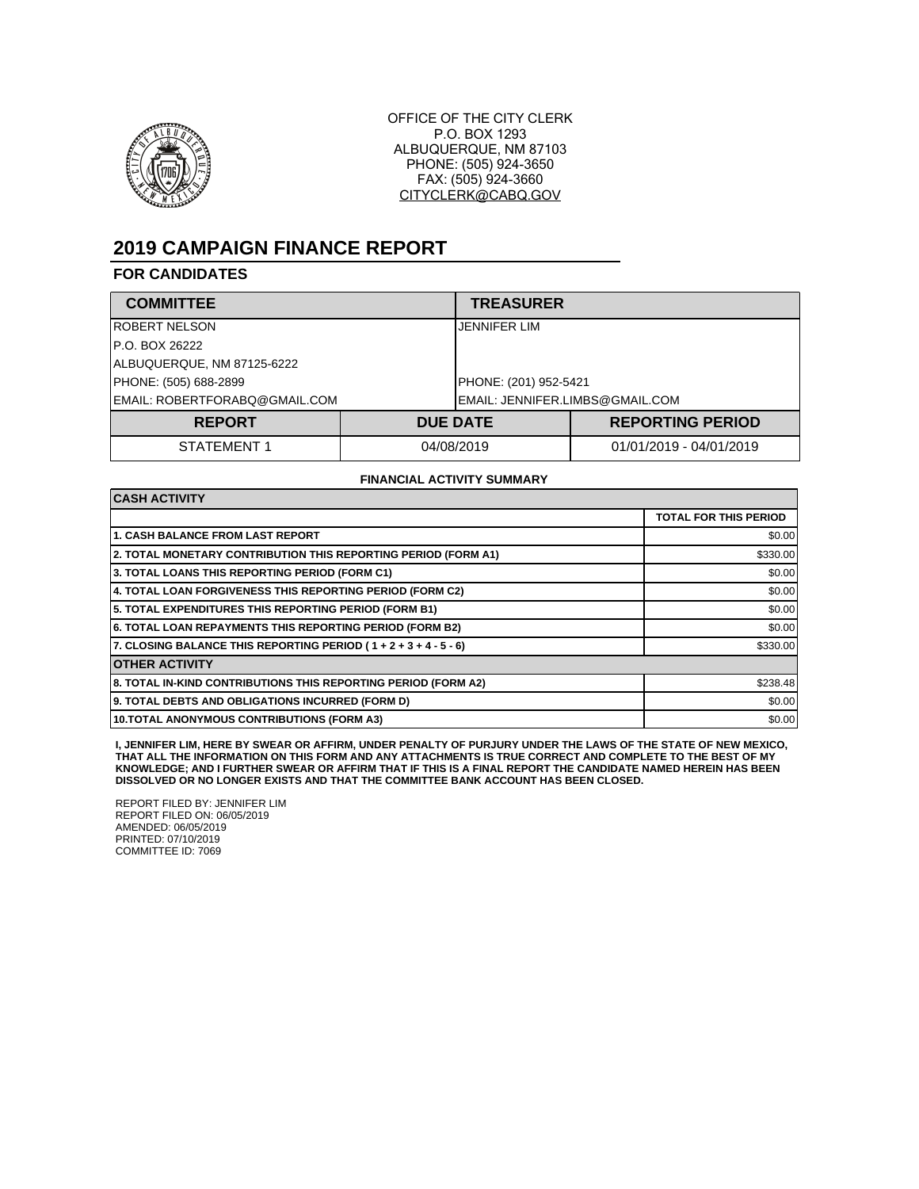OFFICE OF THE CITY CLERK
P.O. BOX 1293
ALBUQUERQUE, NM 87103
PHONE: (505) 924-3650
FAX: (505) 924-3660
CITYCLERK@CABQ.GOV

# 2019 CAMPAIGN FINANCE REPORT

## FOR CANDIDATES

| COMMITTEE | TREASURER |
|---|---|
| ROBERT NELSON | JENNIFER LIM |
| P.O. BOX 26222 | |
| ALBUQUERQUE, NM 87125-6222 | |
| PHONE: (505) 688-2899 | PHONE: (201) 952-5421 |
| EMAIL: ROBERTFORABQ@GMAIL.COM | EMAIL: JENNIFER.LIMBS@GMAIL.COM |

| REPORT | DUE DATE | REPORTING PERIOD |
|---|---|---|
| STATEMENT 1 | 04/08/2019 | 01/01/2019 - 04/01/2019 |

**FINANCIAL ACTIVITY SUMMARY**

| CASH ACTIVITY | |
|---|---|
| | **TOTAL FOR THIS PERIOD** |
| **1. CASH BALANCE FROM LAST REPORT** | $0.00 |
| **2. TOTAL MONETARY CONTRIBUTION THIS REPORTING PERIOD (FORM A1)** | $330.00 |
| **3. TOTAL LOANS THIS REPORTING PERIOD (FORM C1)** | $0.00 |
| **4. TOTAL LOAN FORGIVENESS THIS REPORTING PERIOD (FORM C2)** | $0.00 |
| **5. TOTAL EXPENDITURES THIS REPORTING PERIOD (FORM B1)** | $0.00 |
| **6. TOTAL LOAN REPAYMENTS THIS REPORTING PERIOD (FORM B2)** | $0.00 |
| **7. CLOSING BALANCE THIS REPORTING PERIOD ( 1 + 2 + 3 + 4 - 5 - 6)** | $330.00 |
| **OTHER ACTIVITY** | |
| **8. TOTAL IN-KIND CONTRIBUTIONS THIS REPORTING PERIOD (FORM A2)** | $238.48 |
| **9. TOTAL DEBTS AND OBLIGATIONS INCURRED (FORM D)** | $0.00 |
| **10.TOTAL ANONYMOUS CONTRIBUTIONS (FORM A3)** | $0.00 |

**I, JENNIFER LIM, HERE BY SWEAR OR AFFIRM, UNDER PENALTY OF PURJURY UNDER THE LAWS OF THE STATE OF NEW MEXICO, THAT ALL THE INFORMATION ON THIS FORM AND ANY ATTACHMENTS IS TRUE CORRECT AND COMPLETE TO THE BEST OF MY KNOWLEDGE; AND I FURTHER SWEAR OR AFFIRM THAT IF THIS IS A FINAL REPORT THE CANDIDATE NAMED HEREIN HAS BEEN DISSOLVED OR NO LONGER EXISTS AND THAT THE COMMITTEE BANK ACCOUNT HAS BEEN CLOSED.**

REPORT FILED BY: JENNIFER LIM
REPORT FILED ON: 06/05/2019
AMENDED: 06/05/2019
PRINTED: 07/10/2019
COMMITTEE ID: 7069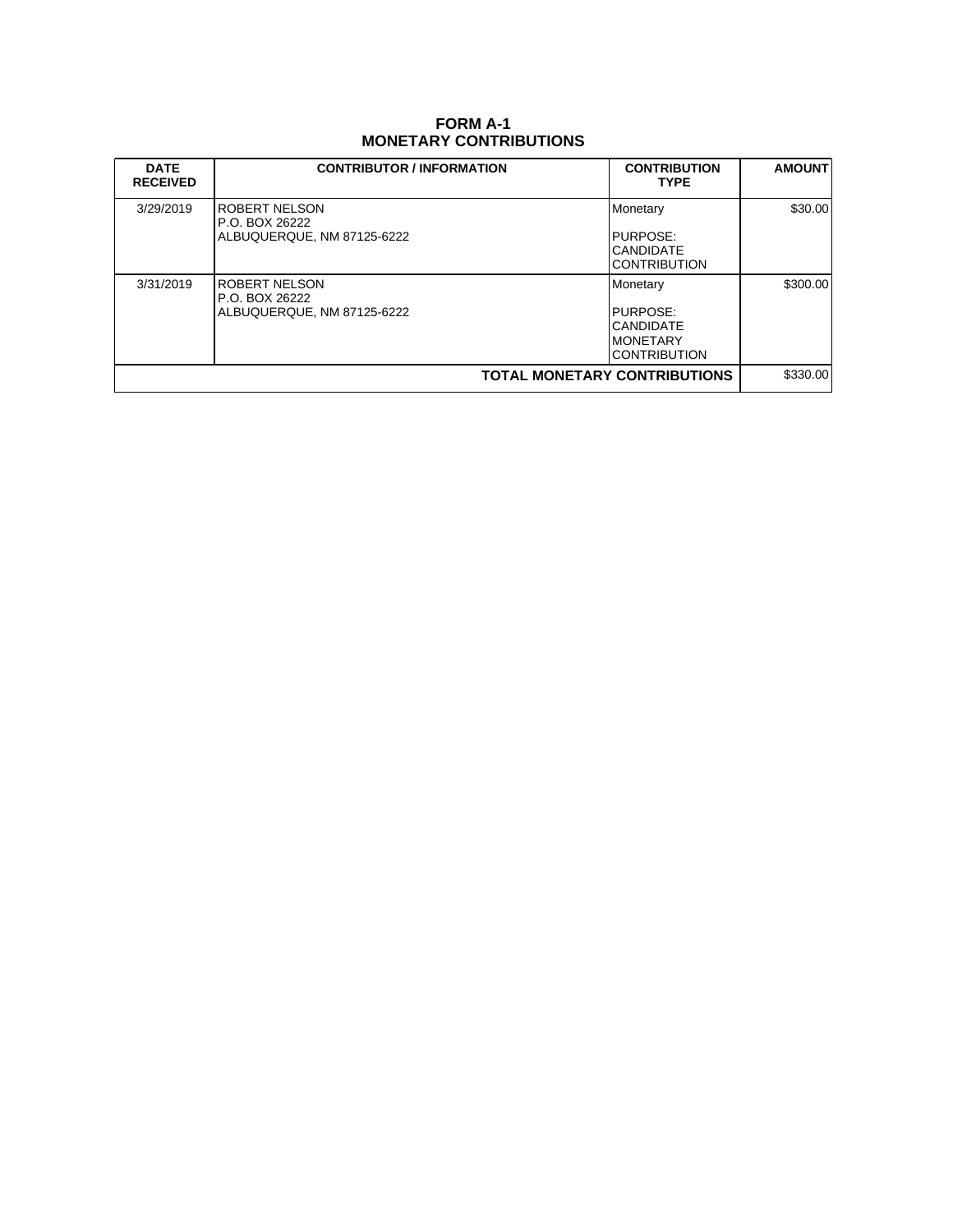# FORM A-1
## MONETARY CONTRIBUTIONS

| DATE RECEIVED | CONTRIBUTOR / INFORMATION | CONTRIBUTION TYPE | AMOUNT |
|---|---|---|---|
| 3/29/2019 | ROBERT NELSON<br>P.O. BOX 26222<br>ALBUQUERQUE, NM 87125-6222 | Monetary<br><br>PURPOSE:<br>CANDIDATE CONTRIBUTION | $30.00 |
| 3/31/2019 | ROBERT NELSON<br>P.O. BOX 26222<br>ALBUQUERQUE, NM 87125-6222 | Monetary<br><br>PURPOSE:<br>CANDIDATE MONETARY CONTRIBUTION | $300.00 |
| | | **TOTAL MONETARY CONTRIBUTIONS** | $330.00 |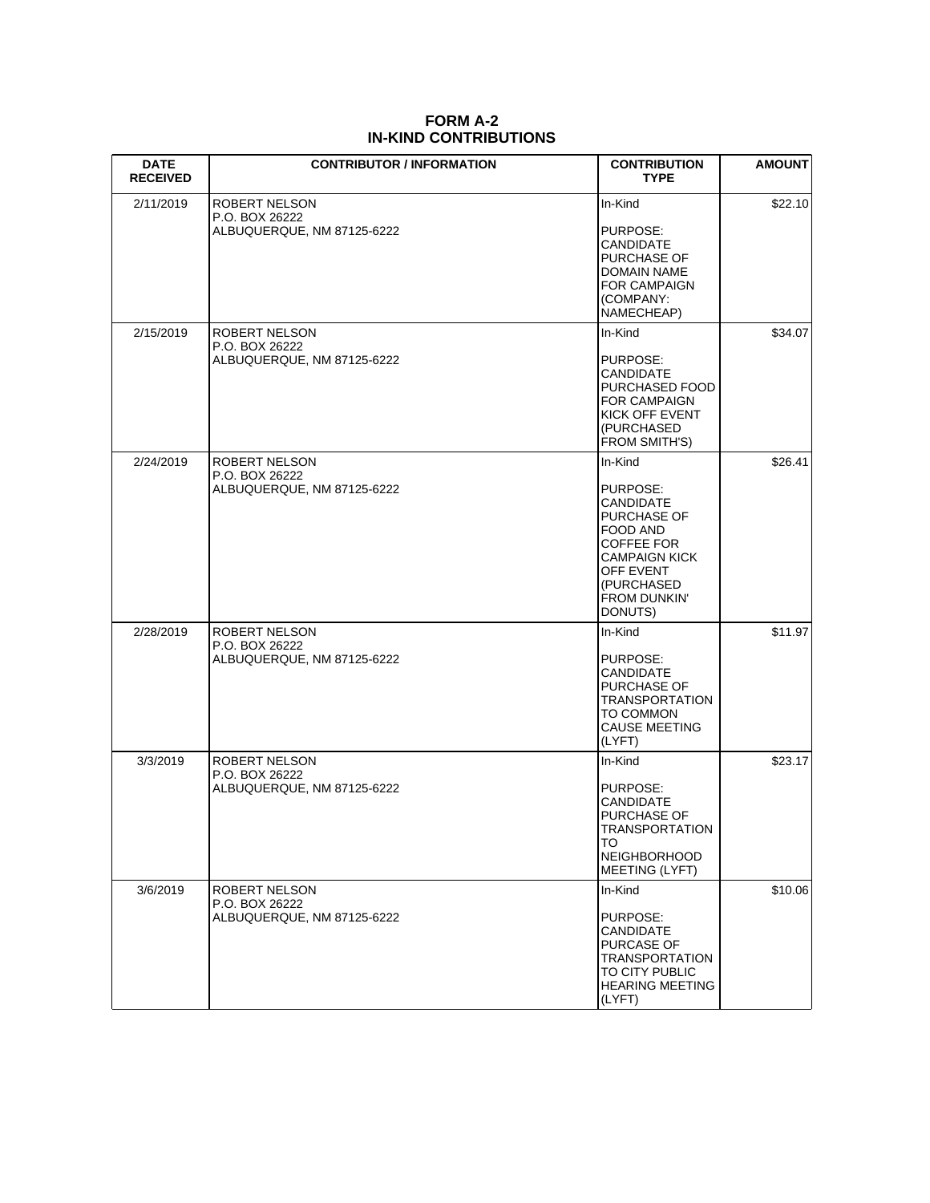**FORM A-2**
**IN-KIND CONTRIBUTIONS**

| DATE RECEIVED | CONTRIBUTOR / INFORMATION | CONTRIBUTION TYPE | AMOUNT |
|---|---|---|---|
| 2/11/2019 | ROBERT NELSON<br>P.O. BOX 26222<br>ALBUQUERQUE, NM 87125-6222 | In-Kind<br><br>PURPOSE: CANDIDATE PURCHASE OF DOMAIN NAME FOR CAMPAIGN (COMPANY: NAMECHEAP) | $22.10 |
| 2/15/2019 | ROBERT NELSON<br>P.O. BOX 26222<br>ALBUQUERQUE, NM 87125-6222 | In-Kind<br><br>PURPOSE: CANDIDATE PURCHASED FOOD FOR CAMPAIGN KICK OFF EVENT (PURCHASED FROM SMITH'S) | $34.07 |
| 2/24/2019 | ROBERT NELSON<br>P.O. BOX 26222<br>ALBUQUERQUE, NM 87125-6222 | In-Kind<br><br>PURPOSE: CANDIDATE PURCHASE OF FOOD AND COFFEE FOR CAMPAIGN KICK OFF EVENT (PURCHASED FROM DUNKIN' DONUTS) | $26.41 |
| 2/28/2019 | ROBERT NELSON<br>P.O. BOX 26222<br>ALBUQUERQUE, NM 87125-6222 | In-Kind<br><br>PURPOSE: CANDIDATE PURCHASE OF TRANSPORTATION TO COMMON CAUSE MEETING (LYFT) | $11.97 |
| 3/3/2019 | ROBERT NELSON<br>P.O. BOX 26222<br>ALBUQUERQUE, NM 87125-6222 | In-Kind<br><br>PURPOSE: CANDIDATE PURCHASE OF TRANSPORTATION TO NEIGHBORHOOD MEETING (LYFT) | $23.17 |
| 3/6/2019 | ROBERT NELSON<br>P.O. BOX 26222<br>ALBUQUERQUE, NM 87125-6222 | In-Kind<br><br>PURPOSE: CANDIDATE PURCASE OF TRANSPORTATION TO CITY PUBLIC HEARING MEETING (LYFT) | $10.06 |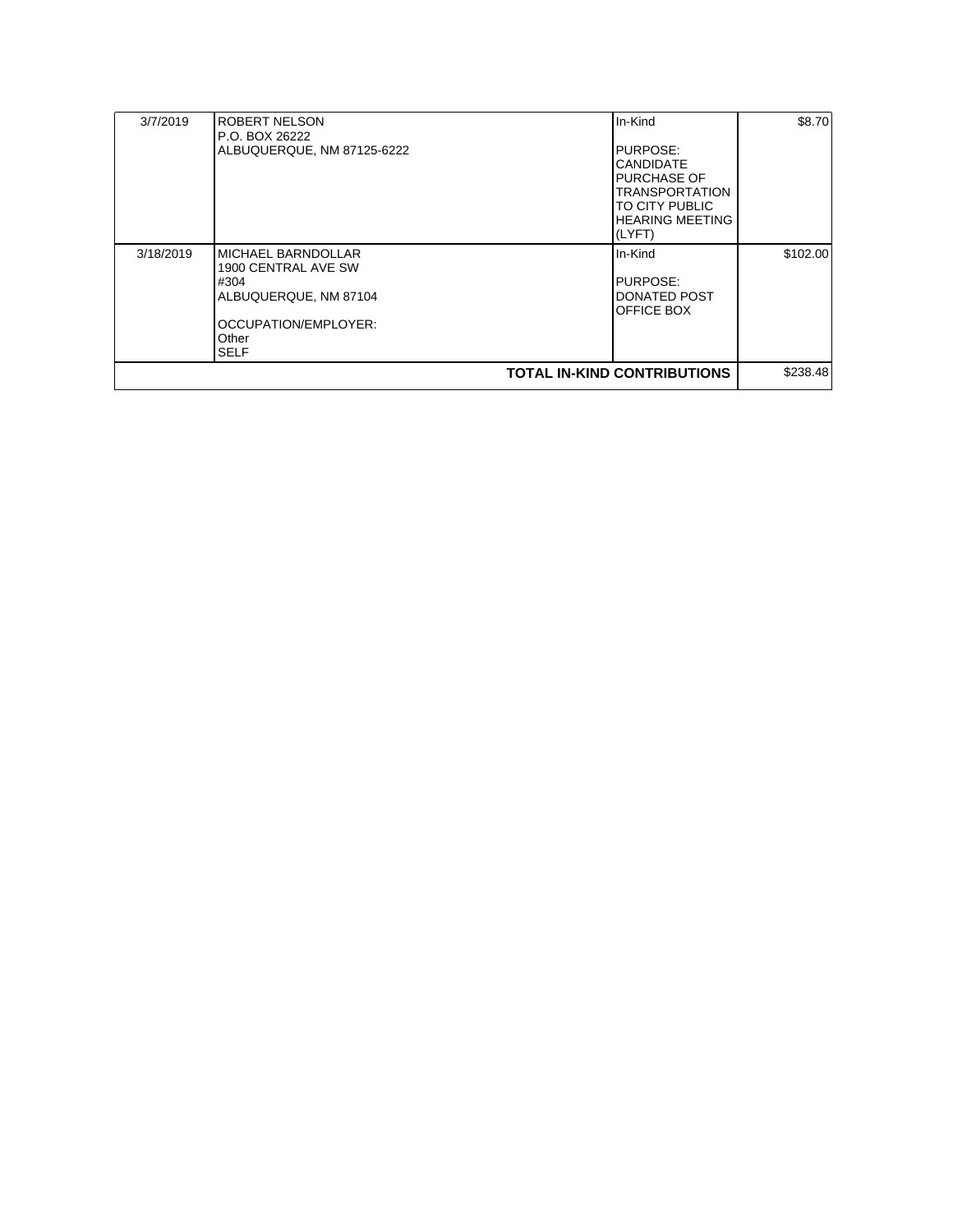| | | | |
|---|---|---|---|
| 3/7/2019 | ROBERT NELSON<br>P.O. BOX 26222<br>ALBUQUERQUE, NM 87125-6222 | In-Kind<br><br>PURPOSE:<br>CANDIDATE PURCHASE OF TRANSPORTATION TO CITY PUBLIC HEARING MEETING (LYFT) | \$8.70 |
| 3/18/2019 | MICHAEL BARNDOLLAR<br>1900 CENTRAL AVE SW<br>#304<br>ALBUQUERQUE, NM 87104<br><br>OCCUPATION/EMPLOYER:<br>Other<br>SELF | In-Kind<br><br>PURPOSE:<br>DONATED POST OFFICE BOX | \$102.00 |
| | | **TOTAL IN-KIND CONTRIBUTIONS** | \$238.48 |